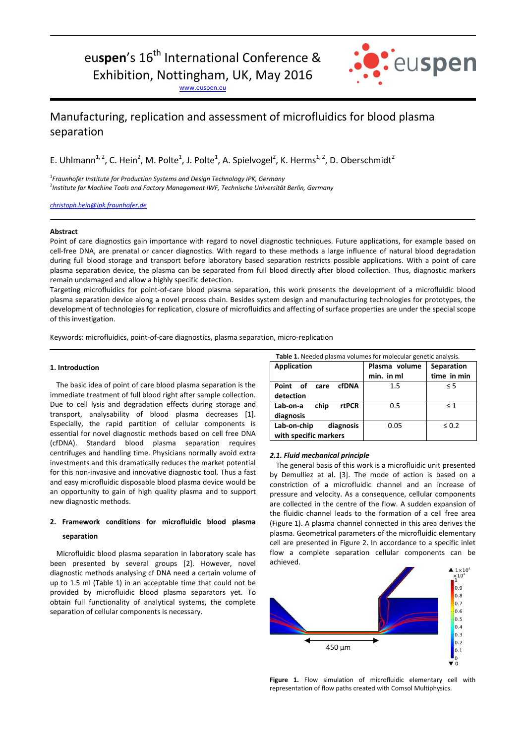euspen's 16th International Conference & Exhibition, Nottingham, UK, May 2016

www.euspen.eu

# Manufacturing, replication and assessment of microfluidics for blood plasma separation

E. Uhlmann[1, 2], C. Hein[2], M. Polte[1], J. Polte[1], A. Spielvogel[2], K. Herms[1, 2], D. Oberschmidt[2]

[1]*Fraunhofer Institute for Production Systems and Design Technology IPK, Germany*
[2]*Institute for Machine Tools and Factory Management IWF, Technische Universität Berlin, Germany*

*christoph.hein@ipk.fraunhofer.de*

**Abstract**

Point of care diagnostics gain importance with regard to novel diagnostic techniques. Future applications, for example based on cell-free DNA, are prenatal or cancer diagnostics. With regard to these methods a large influence of natural blood degradation during full blood storage and transport before laboratory based separation restricts possible applications. With a point of care plasma separation device, the plasma can be separated from full blood directly after blood collection. Thus, diagnostic markers remain undamaged and allow a highly specific detection.

Targeting microfluidics for point-of-care blood plasma separation, this work presents the development of a microfluidic blood plasma separation device along a novel process chain. Besides system design and manufacturing technologies for prototypes, the development of technologies for replication, closure of microfluidics and affecting of surface properties are under the special scope of this investigation.

Keywords: microfluidics, point-of-care diagnostics, plasma separation, micro-replication

## 1. Introduction

The basic idea of point of care blood plasma separation is the immediate treatment of full blood right after sample collection. Due to cell lysis and degradation effects during storage and transport, analysability of blood plasma decreases [1]. Especially, the rapid partition of cellular components is essential for novel diagnostic methods based on cell free DNA (cfDNA). Standard blood plasma separation requires centrifuges and handling time. Physicians normally avoid extra investments and this dramatically reduces the market potential for this non-invasive and innovative diagnostic tool. Thus a fast and easy microfluidic disposable blood plasma device would be an opportunity to gain of high quality plasma and to support new diagnostic methods.

## 2. Framework conditions for microfluidic blood plasma separation

Microfluidic blood plasma separation in laboratory scale has been presented by several groups [2]. However, novel diagnostic methods analysing cf DNA need a certain volume of up to 1.5 ml (Table 1) in an acceptable time that could not be provided by microfluidic blood plasma separators yet. To obtain full functionality of analytical systems, the complete separation of cellular components is necessary.

**Table 1.** Needed plasma volumes for molecular genetic analysis.

| Application | Plasma volume min. in ml | Separation time in min |
|---|---|---|
| **Point of care cfDNA detection** | 1.5 | ≤ 5 |
| **Lab-on-a chip rtPCR diagnosis** | 0.5 | ≤ 1 |
| **Lab-on-chip diagnosis with specific markers** | 0.05 | ≤ 0.2 |

### *2.1. Fluid mechanical principle*

The general basis of this work is a microfluidic unit presented by Demulliez at al. [3]. The mode of action is based on a constriction of a microfluidic channel and an increase of pressure and velocity. As a consequence, cellular components are collected in the centre of the flow. A sudden expansion of the fluidic channel leads to the formation of a cell free area (Figure 1). A plasma channel connected in this area derives the plasma. Geometrical parameters of the microfluidic elementary cell are presented in Figure 2. In accordance to a specific inlet flow a complete separation cellular components can be achieved.

450 µm

1×10⁴
×10⁴
1
0.9
0.8
0.7
0.6
0.5
0.4
0.3
0.2
0.1
0
0

**Figure 1.** Flow simulation of microfluidic elementary cell with representation of flow paths created with Comsol Multiphysics.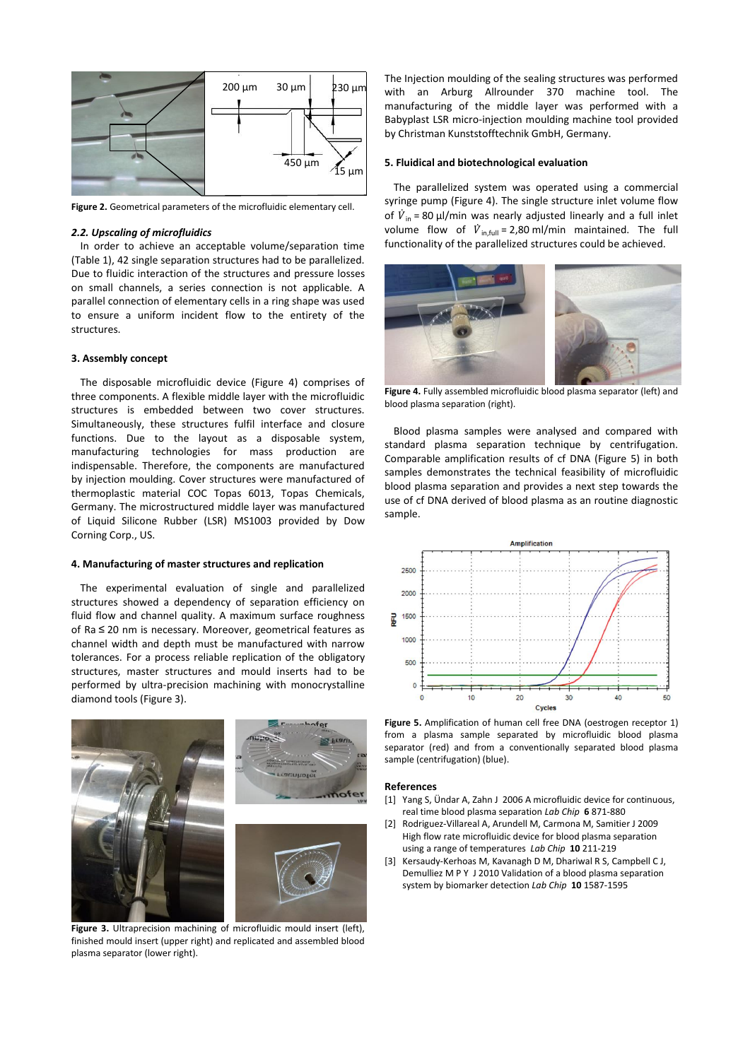200 µm

30 µm

230 µm

450 µm

15 µm

**Figure 2.** Geometrical parameters of the microfluidic elementary cell.

### *2.2. Upscaling of microfluidics*

In order to achieve an acceptable volume/separation time (Table 1), 42 single separation structures had to be parallelized. Due to fluidic interaction of the structures and pressure losses on small channels, a series connection is not applicable. A parallel connection of elementary cells in a ring shape was used to ensure a uniform incident flow to the entirety of the structures.

## 3. Assembly concept

The disposable microfluidic device (Figure 4) comprises of three components. A flexible middle layer with the microfluidic structures is embedded between two cover structures. Simultaneously, these structures fulfil interface and closure functions. Due to the layout as a disposable system, manufacturing technologies for mass production are indispensable. Therefore, the components are manufactured by injection moulding. Cover structures were manufactured of thermoplastic material COC Topas 6013, Topas Chemicals, Germany. The microstructured middle layer was manufactured of Liquid Silicone Rubber (LSR) MS1003 provided by Dow Corning Corp., US.

## 4. Manufacturing of master structures and replication

The experimental evaluation of single and parallelized structures showed a dependency of separation efficiency on fluid flow and channel quality. A maximum surface roughness of Ra ≤ 20 nm is necessary. Moreover, geometrical features as channel width and depth must be manufactured with narrow tolerances. For a process reliable replication of the obligatory structures, master structures and mould inserts had to be performed by ultra-precision machining with monocrystalline diamond tools (Figure 3).

**Figure 3.** Ultraprecision machining of microfluidic mould insert (left), finished mould insert (upper right) and replicated and assembled blood plasma separator (lower right).

The Injection moulding of the sealing structures was performed with an Arburg Allrounder 370 machine tool. The manufacturing of the middle layer was performed with a Babyplast LSR micro-injection moulding machine tool provided by Christman Kunststofftechnik GmbH, Germany.

## 5. Fluidical and biotechnological evaluation

The parallelized system was operated using a commercial syringe pump (Figure 4). The single structure inlet volume flow of $\dot{V}_{in}$ = 80 µl/min was nearly adjusted linearly and a full inlet volume flow of $\dot{V}_{in,full}$ = 2,80 ml/min maintained. The full functionality of the parallelized structures could be achieved.

**Figure 4.** Fully assembled microfluidic blood plasma separator (left) and blood plasma separation (right).

Blood plasma samples were analysed and compared with standard plasma separation technique by centrifugation. Comparable amplification results of cf DNA (Figure 5) in both samples demonstrates the technical feasibility of microfluidic blood plasma separation and provides a next step towards the use of cf DNA derived of blood plasma as an routine diagnostic sample.

Amplification

RFU

2500
2000
1500
1000
500
0

0 10 20 30 40 50

Cycles

**Figure 5.** Amplification of human cell free DNA (oestrogen receptor 1) from a plasma sample separated by microfluidic blood plasma separator (red) and from a conventionally separated blood plasma sample (centrifugation) (blue).

## References

[1] Yang S, Ündar A, Zahn J 2006 A microfluidic device for continuous, real time blood plasma separation *Lab Chip* **6** 871-880

[2] Rodriguez-Villareal A, Arundell M, Carmona M, Samitier J 2009 High flow rate microfluidic device for blood plasma separation using a range of temperatures *Lab Chip* **10** 211-219

[3] Kersaudy-Kerhoas M, Kavanagh D M, Dhariwal R S, Campbell C J, Demulliez M P Y J 2010 Validation of a blood plasma separation system by biomarker detection *Lab Chip* **10** 1587-1595